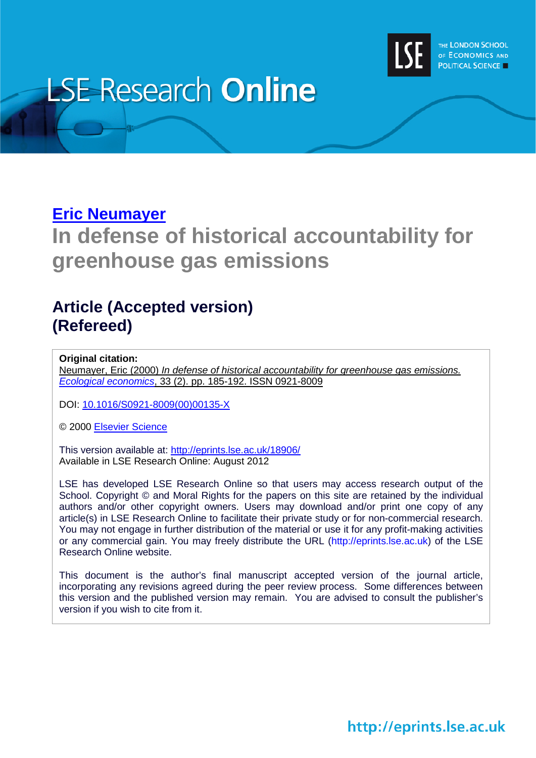LSE Research **Online**

THE LONDON SCHOOL OF ECONOMICS AND POLITICAL SCIENCE

**Eric Neumayer**

# In defense of historical accountability for greenhouse gas emissions

## Article (Accepted version)
## (Refereed)

**Original citation:**
Neumayer, Eric (2000) *In defense of historical accountability for greenhouse gas emissions. Ecological economics*, 33 (2). pp. 185-192. ISSN 0921-8009

DOI: 10.1016/S0921-8009(00)00135-X

© 2000 Elsevier Science

This version available at: http://eprints.lse.ac.uk/18906/
Available in LSE Research Online: August 2012

LSE has developed LSE Research Online so that users may access research output of the School. Copyright © and Moral Rights for the papers on this site are retained by the individual authors and/or other copyright owners. Users may download and/or print one copy of any article(s) in LSE Research Online to facilitate their private study or for non-commercial research. You may not engage in further distribution of the material or use it for any profit-making activities or any commercial gain. You may freely distribute the URL (http://eprints.lse.ac.uk) of the LSE Research Online website.

This document is the author's final manuscript accepted version of the journal article, incorporating any revisions agreed during the peer review process. Some differences between this version and the published version may remain. You are advised to consult the publisher's version if you wish to cite from it.

http://eprints.lse.ac.uk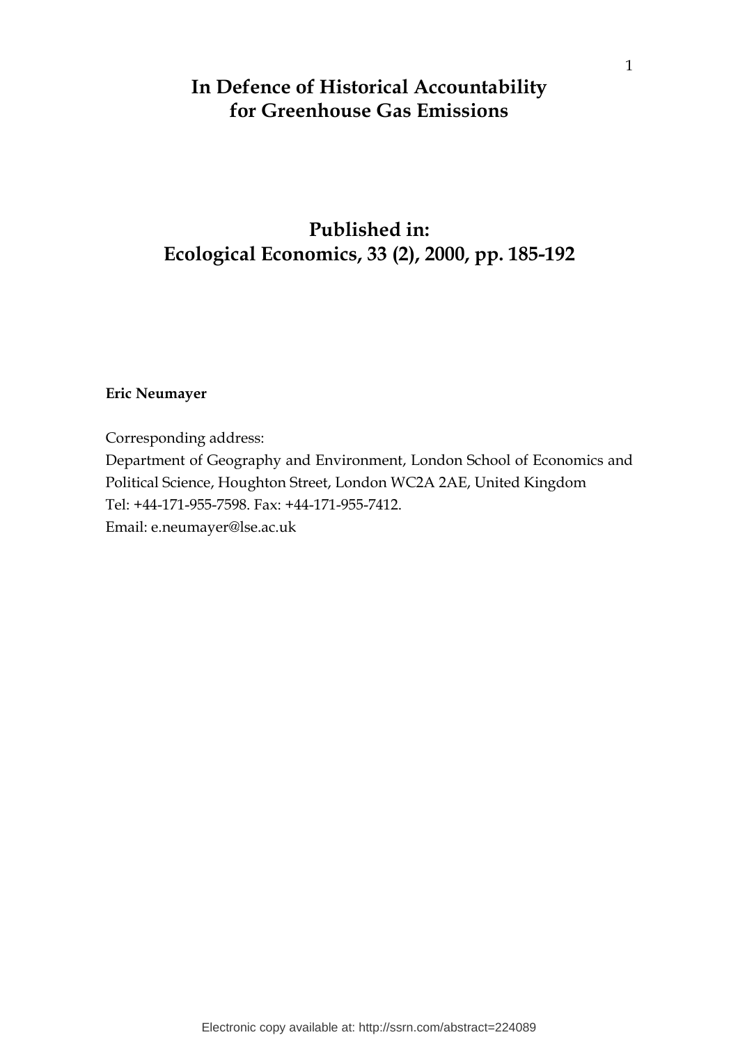# In Defence of Historical Accountability for Greenhouse Gas Emissions

## Published in: Ecological Economics, 33 (2), 2000, pp. 185-192

**Eric Neumayer**

Corresponding address:
Department of Geography and Environment, London School of Economics and Political Science, Houghton Street, London WC2A 2AE, United Kingdom
Tel: +44-171-955-7598. Fax: +44-171-955-7412.
Email: e.neumayer@lse.ac.uk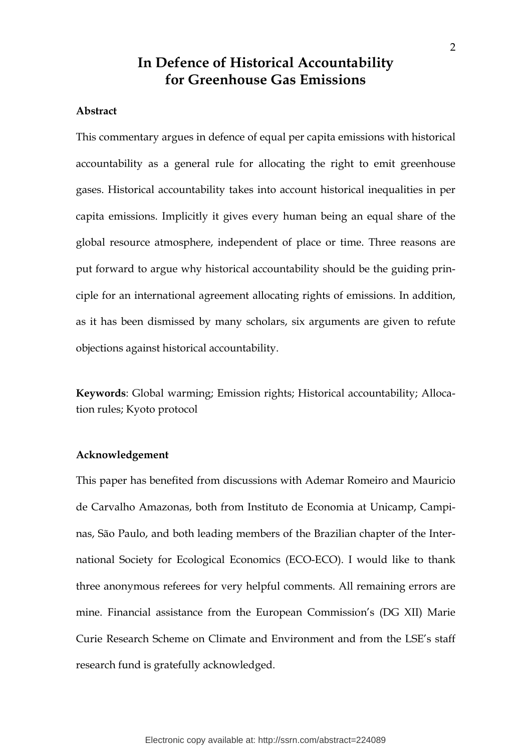# In Defence of Historical Accountability for Greenhouse Gas Emissions

**Abstract**

This commentary argues in defence of equal per capita emissions with historical accountability as a general rule for allocating the right to emit greenhouse gases. Historical accountability takes into account historical inequalities in per capita emissions. Implicitly it gives every human being an equal share of the global resource atmosphere, independent of place or time. Three reasons are put forward to argue why historical accountability should be the guiding principle for an international agreement allocating rights of emissions. In addition, as it has been dismissed by many scholars, six arguments are given to refute objections against historical accountability.

**Keywords**: Global warming; Emission rights; Historical accountability; Allocation rules; Kyoto protocol

**Acknowledgement**

This paper has benefited from discussions with Ademar Romeiro and Mauricio de Carvalho Amazonas, both from Instituto de Economia at Unicamp, Campinas, São Paulo, and both leading members of the Brazilian chapter of the International Society for Ecological Economics (ECO-ECO). I would like to thank three anonymous referees for very helpful comments. All remaining errors are mine. Financial assistance from the European Commission's (DG XII) Marie Curie Research Scheme on Climate and Environment and from the LSE's staff research fund is gratefully acknowledged.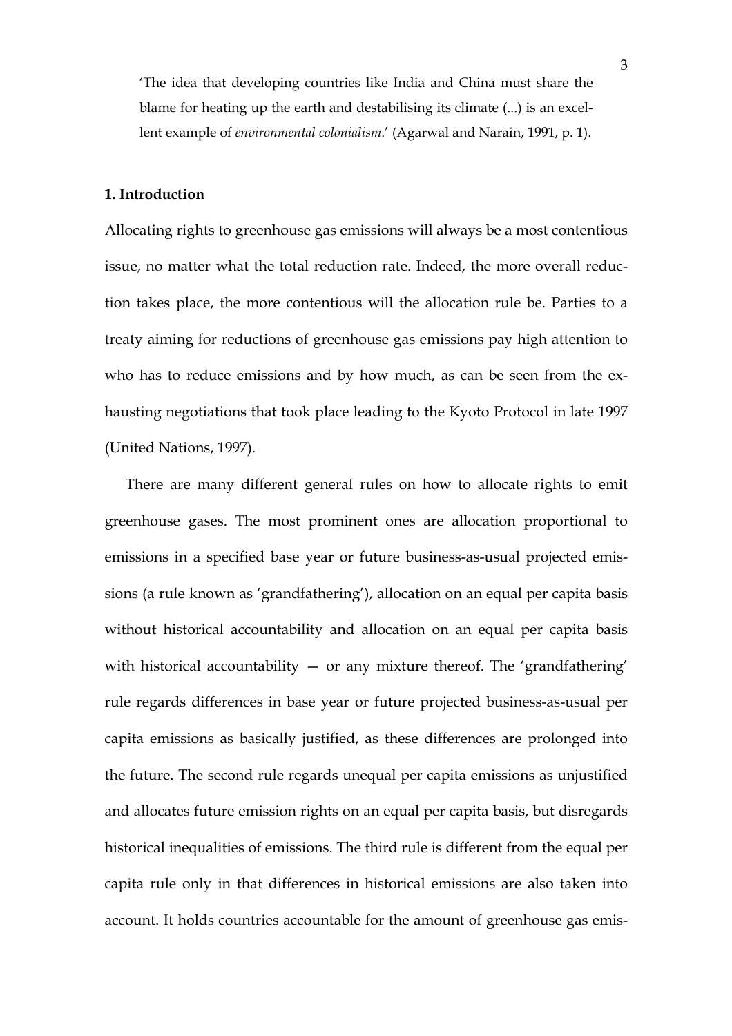'The idea that developing countries like India and China must share the blame for heating up the earth and destabilising its climate (...) is an excellent example of *environmental colonialism*.' (Agarwal and Narain, 1991, p. 1).

## 1. Introduction

Allocating rights to greenhouse gas emissions will always be a most contentious issue, no matter what the total reduction rate. Indeed, the more overall reduction takes place, the more contentious will the allocation rule be. Parties to a treaty aiming for reductions of greenhouse gas emissions pay high attention to who has to reduce emissions and by how much, as can be seen from the exhausting negotiations that took place leading to the Kyoto Protocol in late 1997 (United Nations, 1997).

There are many different general rules on how to allocate rights to emit greenhouse gases. The most prominent ones are allocation proportional to emissions in a specified base year or future business-as-usual projected emissions (a rule known as 'grandfathering'), allocation on an equal per capita basis without historical accountability and allocation on an equal per capita basis with historical accountability — or any mixture thereof. The 'grandfathering' rule regards differences in base year or future projected business-as-usual per capita emissions as basically justified, as these differences are prolonged into the future. The second rule regards unequal per capita emissions as unjustified and allocates future emission rights on an equal per capita basis, but disregards historical inequalities of emissions. The third rule is different from the equal per capita rule only in that differences in historical emissions are also taken into account. It holds countries accountable for the amount of greenhouse gas emis-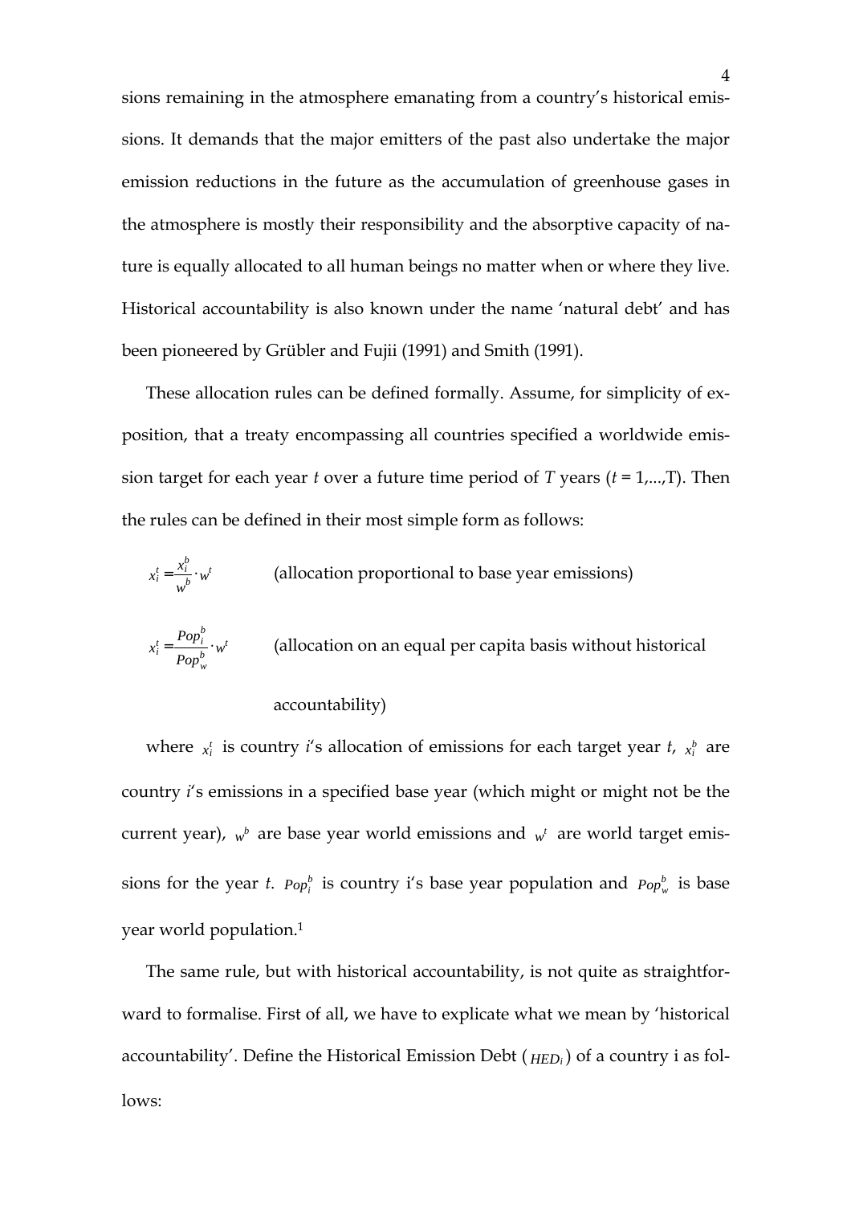sions remaining in the atmosphere emanating from a country's historical emissions. It demands that the major emitters of the past also undertake the major emission reductions in the future as the accumulation of greenhouse gases in the atmosphere is mostly their responsibility and the absorptive capacity of nature is equally allocated to all human beings no matter when or where they live. Historical accountability is also known under the name 'natural debt' and has been pioneered by Grübler and Fujii (1991) and Smith (1991).

These allocation rules can be defined formally. Assume, for simplicity of exposition, that a treaty encompassing all countries specified a worldwide emission target for each year $t$ over a future time period of $T$ years ($t$ = 1,...,T). Then the rules can be defined in their most simple form as follows:

$$x_i^t = \frac{x_i^b}{w^b} \cdot w^t \qquad \text{(allocation proportional to base year emissions)}$$

$$x_i^t = \frac{Pop_i^b}{Pop_w^b} \cdot w^t \qquad \text{(allocation on an equal per capita basis without historical accountability)}$$

where $x_i^t$ is country $i$'s allocation of emissions for each target year $t$, $x_i^b$ are country $i$'s emissions in a specified base year (which might or might not be the current year), $w^b$ are base year world emissions and $w^t$ are world target emissions for the year $t$. $Pop_i^b$ is country i's base year population and $Pop_w^b$ is base year world population.[1]

The same rule, but with historical accountability, is not quite as straightforward to formalise. First of all, we have to explicate what we mean by 'historical accountability'. Define the Historical Emission Debt ($HED_i$) of a country i as follows: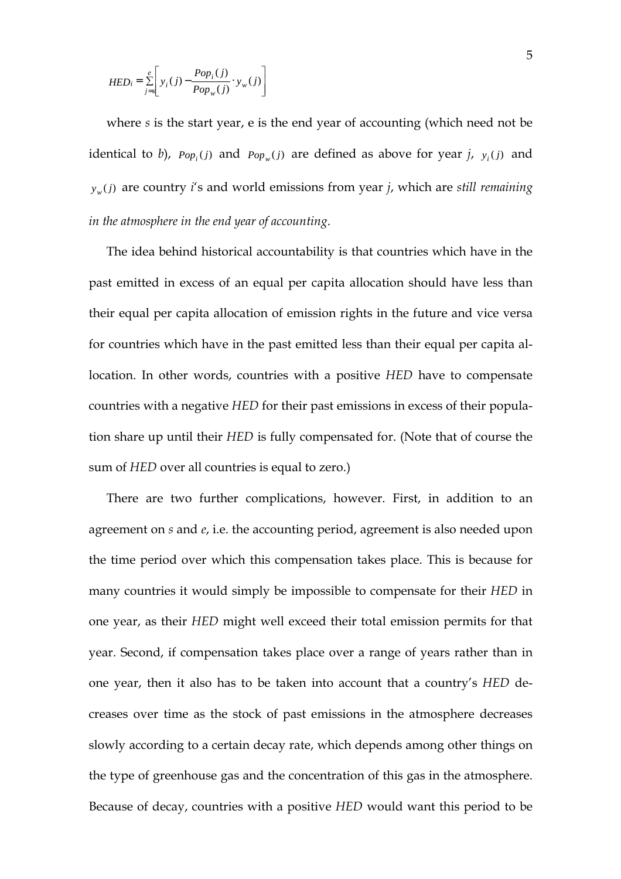$$HED_i = \sum_{j=s}^{e} \left[ y_i(j) - \frac{Pop_i(j)}{Pop_w(j)} \cdot y_w(j) \right]$$

where $s$ is the start year, e is the end year of accounting (which need not be identical to $b$), $Pop_i(j)$ and $Pop_w(j)$ are defined as above for year $j$, $y_i(j)$ and $y_w(j)$ are country $i$'s and world emissions from year $j$, which are *still remaining in the atmosphere in the end year of accounting*.

The idea behind historical accountability is that countries which have in the past emitted in excess of an equal per capita allocation should have less than their equal per capita allocation of emission rights in the future and vice versa for countries which have in the past emitted less than their equal per capita allocation. In other words, countries with a positive *HED* have to compensate countries with a negative *HED* for their past emissions in excess of their population share up until their *HED* is fully compensated for. (Note that of course the sum of *HED* over all countries is equal to zero.)

There are two further complications, however. First, in addition to an agreement on $s$ and $e$, i.e. the accounting period, agreement is also needed upon the time period over which this compensation takes place. This is because for many countries it would simply be impossible to compensate for their *HED* in one year, as their *HED* might well exceed their total emission permits for that year. Second, if compensation takes place over a range of years rather than in one year, then it also has to be taken into account that a country's *HED* decreases over time as the stock of past emissions in the atmosphere decreases slowly according to a certain decay rate, which depends among other things on the type of greenhouse gas and the concentration of this gas in the atmosphere. Because of decay, countries with a positive *HED* would want this period to be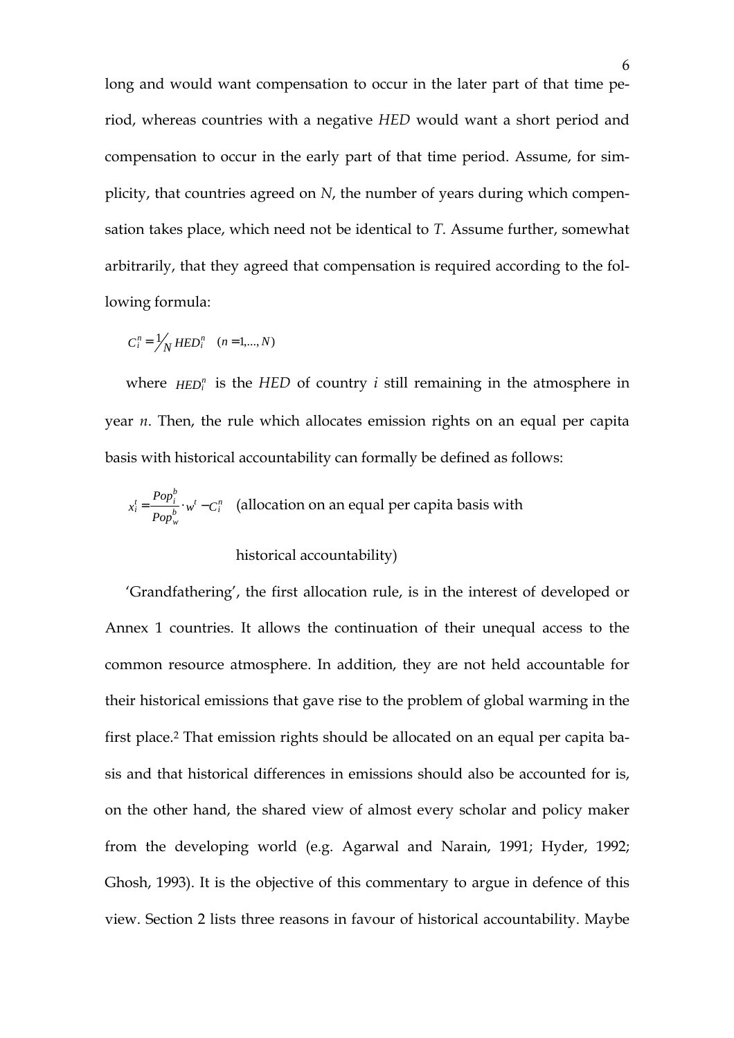long and would want compensation to occur in the later part of that time period, whereas countries with a negative *HED* would want a short period and compensation to occur in the early part of that time period. Assume, for simplicity, that countries agreed on *N*, the number of years during which compensation takes place, which need not be identical to *T*. Assume further, somewhat arbitrarily, that they agreed that compensation is required according to the following formula:

$$C_i^n = \frac{1}{N} HED_i^n \quad (n = 1, \ldots, N)$$

where $HED_i^n$ is the *HED* of country *i* still remaining in the atmosphere in year *n*. Then, the rule which allocates emission rights on an equal per capita basis with historical accountability can formally be defined as follows:

$$x_i^t = \frac{Pop_i^b}{Pop_w^b} \cdot w^t - C_i^n \quad \text{(allocation on an equal per capita basis with historical accountability)}$$

'Grandfathering', the first allocation rule, is in the interest of developed or Annex 1 countries. It allows the continuation of their unequal access to the common resource atmosphere. In addition, they are not held accountable for their historical emissions that gave rise to the problem of global warming in the first place.[2] That emission rights should be allocated on an equal per capita basis and that historical differences in emissions should also be accounted for is, on the other hand, the shared view of almost every scholar and policy maker from the developing world (e.g. Agarwal and Narain, 1991; Hyder, 1992; Ghosh, 1993). It is the objective of this commentary to argue in defence of this view. Section 2 lists three reasons in favour of historical accountability. Maybe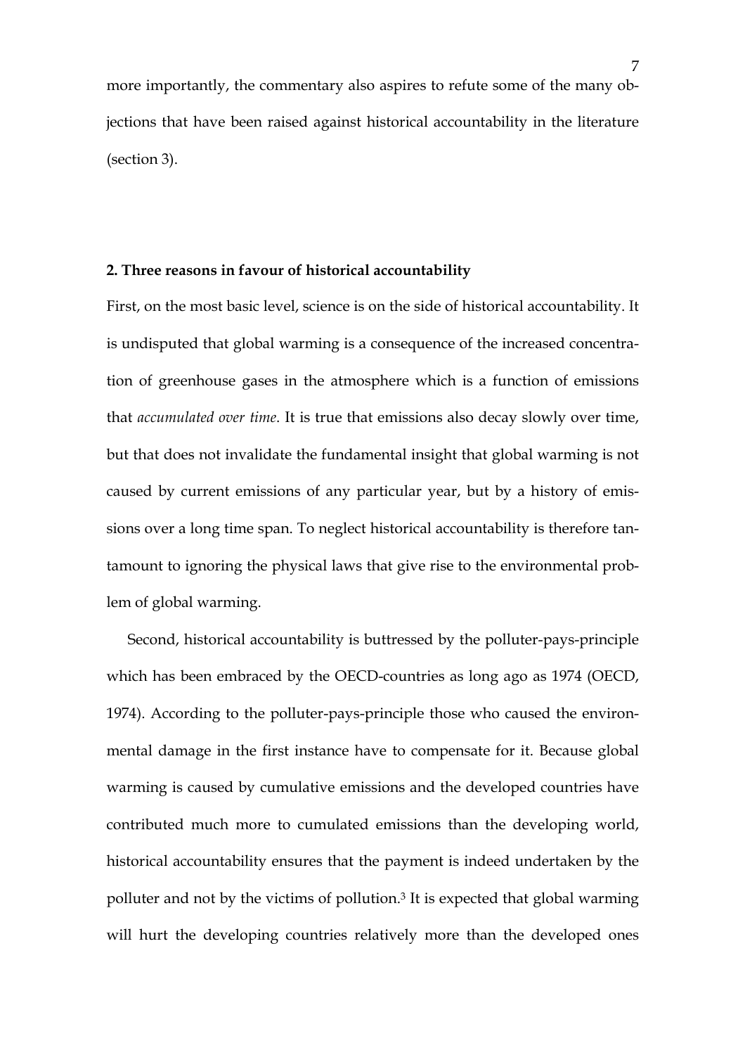more importantly, the commentary also aspires to refute some of the many objections that have been raised against historical accountability in the literature (section 3).

## 2. Three reasons in favour of historical accountability

First, on the most basic level, science is on the side of historical accountability. It is undisputed that global warming is a consequence of the increased concentration of greenhouse gases in the atmosphere which is a function of emissions that *accumulated over time*. It is true that emissions also decay slowly over time, but that does not invalidate the fundamental insight that global warming is not caused by current emissions of any particular year, but by a history of emissions over a long time span. To neglect historical accountability is therefore tantamount to ignoring the physical laws that give rise to the environmental problem of global warming.

Second, historical accountability is buttressed by the polluter-pays-principle which has been embraced by the OECD-countries as long ago as 1974 (OECD, 1974). According to the polluter-pays-principle those who caused the environmental damage in the first instance have to compensate for it. Because global warming is caused by cumulative emissions and the developed countries have contributed much more to cumulated emissions than the developing world, historical accountability ensures that the payment is indeed undertaken by the polluter and not by the victims of pollution.[3] It is expected that global warming will hurt the developing countries relatively more than the developed ones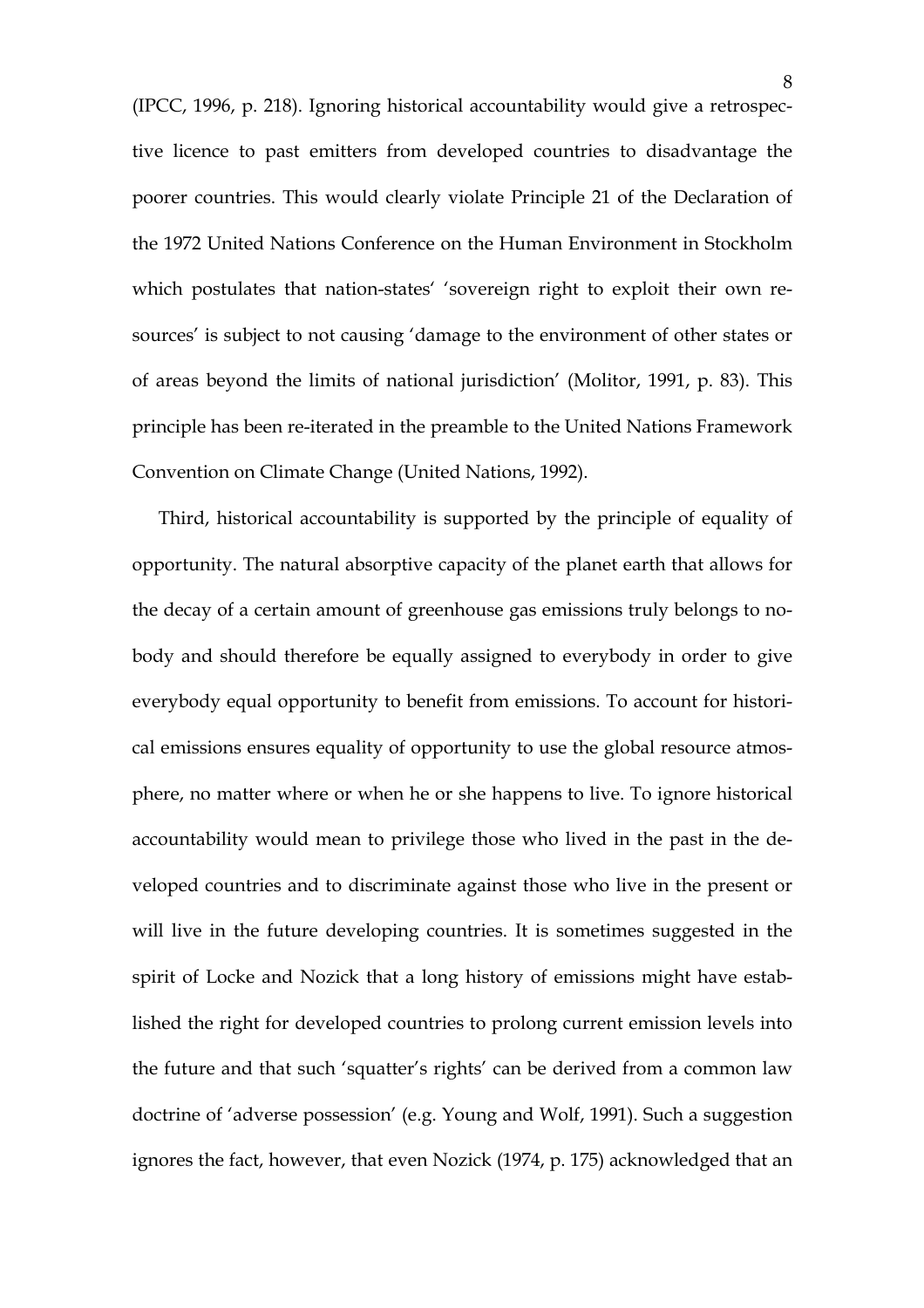(IPCC, 1996, p. 218). Ignoring historical accountability would give a retrospective licence to past emitters from developed countries to disadvantage the poorer countries. This would clearly violate Principle 21 of the Declaration of the 1972 United Nations Conference on the Human Environment in Stockholm which postulates that nation-states' 'sovereign right to exploit their own resources' is subject to not causing 'damage to the environment of other states or of areas beyond the limits of national jurisdiction' (Molitor, 1991, p. 83). This principle has been re-iterated in the preamble to the United Nations Framework Convention on Climate Change (United Nations, 1992).

Third, historical accountability is supported by the principle of equality of opportunity. The natural absorptive capacity of the planet earth that allows for the decay of a certain amount of greenhouse gas emissions truly belongs to nobody and should therefore be equally assigned to everybody in order to give everybody equal opportunity to benefit from emissions. To account for historical emissions ensures equality of opportunity to use the global resource atmosphere, no matter where or when he or she happens to live. To ignore historical accountability would mean to privilege those who lived in the past in the developed countries and to discriminate against those who live in the present or will live in the future developing countries. It is sometimes suggested in the spirit of Locke and Nozick that a long history of emissions might have established the right for developed countries to prolong current emission levels into the future and that such 'squatter's rights' can be derived from a common law doctrine of 'adverse possession' (e.g. Young and Wolf, 1991). Such a suggestion ignores the fact, however, that even Nozick (1974, p. 175) acknowledged that an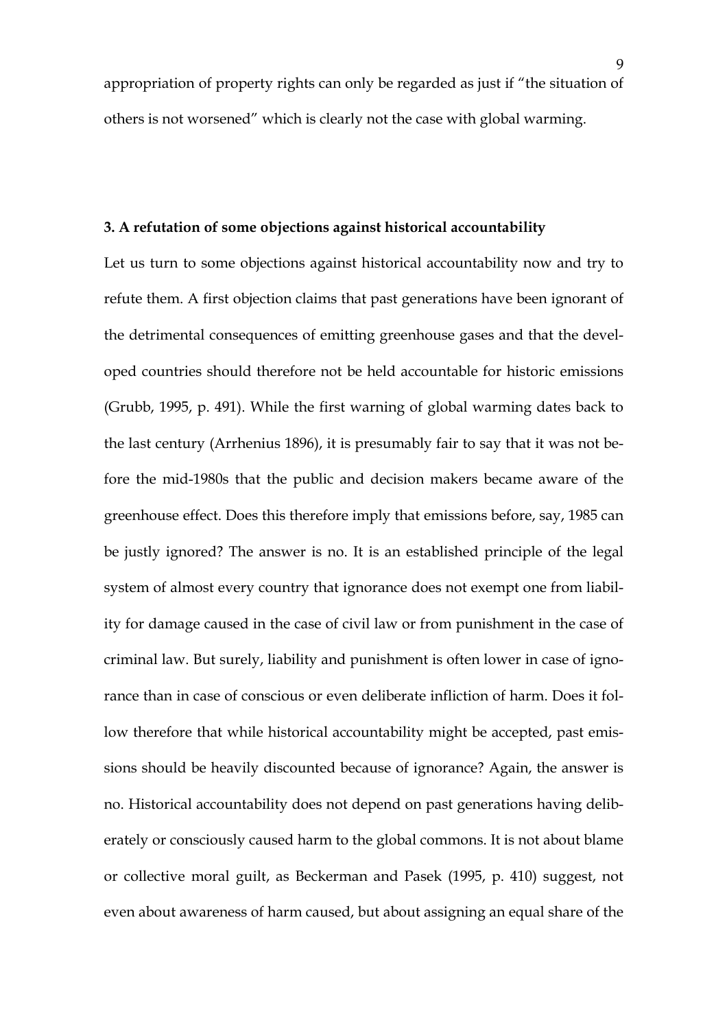appropriation of property rights can only be regarded as just if "the situation of others is not worsened" which is clearly not the case with global warming.

### 3. A refutation of some objections against historical accountability

Let us turn to some objections against historical accountability now and try to refute them. A first objection claims that past generations have been ignorant of the detrimental consequences of emitting greenhouse gases and that the developed countries should therefore not be held accountable for historic emissions (Grubb, 1995, p. 491). While the first warning of global warming dates back to the last century (Arrhenius 1896), it is presumably fair to say that it was not before the mid-1980s that the public and decision makers became aware of the greenhouse effect. Does this therefore imply that emissions before, say, 1985 can be justly ignored? The answer is no. It is an established principle of the legal system of almost every country that ignorance does not exempt one from liability for damage caused in the case of civil law or from punishment in the case of criminal law. But surely, liability and punishment is often lower in case of ignorance than in case of conscious or even deliberate infliction of harm. Does it follow therefore that while historical accountability might be accepted, past emissions should be heavily discounted because of ignorance? Again, the answer is no. Historical accountability does not depend on past generations having deliberately or consciously caused harm to the global commons. It is not about blame or collective moral guilt, as Beckerman and Pasek (1995, p. 410) suggest, not even about awareness of harm caused, but about assigning an equal share of the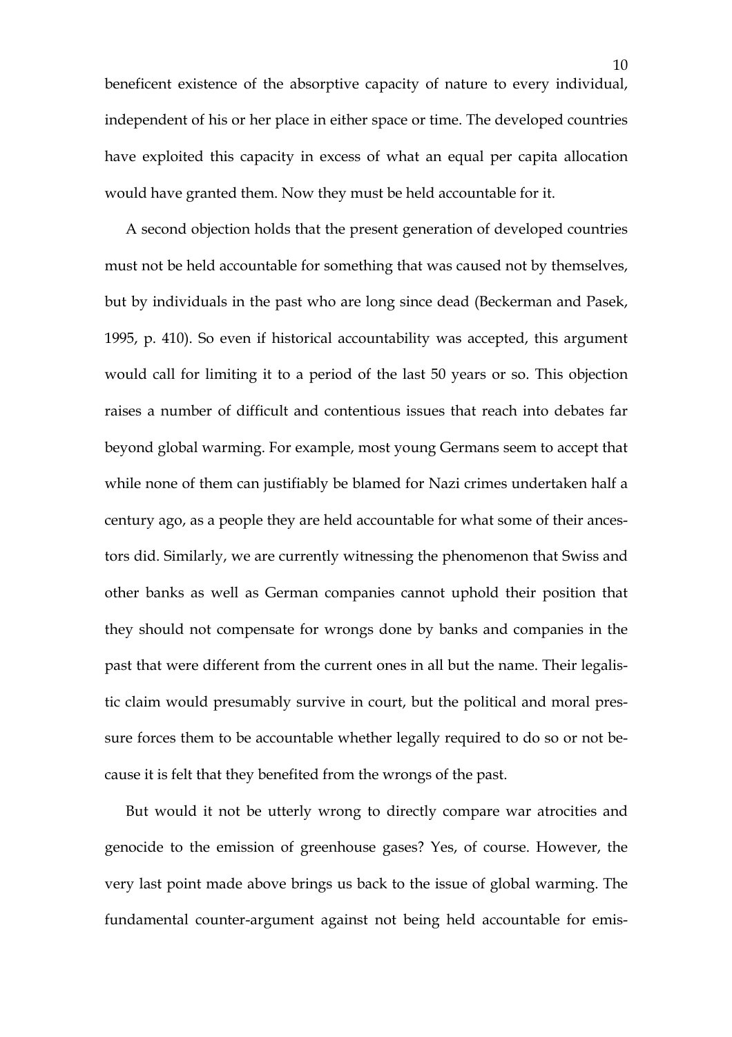beneficent existence of the absorptive capacity of nature to every individual, independent of his or her place in either space or time. The developed countries have exploited this capacity in excess of what an equal per capita allocation would have granted them. Now they must be held accountable for it.

A second objection holds that the present generation of developed countries must not be held accountable for something that was caused not by themselves, but by individuals in the past who are long since dead (Beckerman and Pasek, 1995, p. 410). So even if historical accountability was accepted, this argument would call for limiting it to a period of the last 50 years or so. This objection raises a number of difficult and contentious issues that reach into debates far beyond global warming. For example, most young Germans seem to accept that while none of them can justifiably be blamed for Nazi crimes undertaken half a century ago, as a people they are held accountable for what some of their ancestors did. Similarly, we are currently witnessing the phenomenon that Swiss and other banks as well as German companies cannot uphold their position that they should not compensate for wrongs done by banks and companies in the past that were different from the current ones in all but the name. Their legalistic claim would presumably survive in court, but the political and moral pressure forces them to be accountable whether legally required to do so or not because it is felt that they benefited from the wrongs of the past.

But would it not be utterly wrong to directly compare war atrocities and genocide to the emission of greenhouse gases? Yes, of course. However, the very last point made above brings us back to the issue of global warming. The fundamental counter-argument against not being held accountable for emis-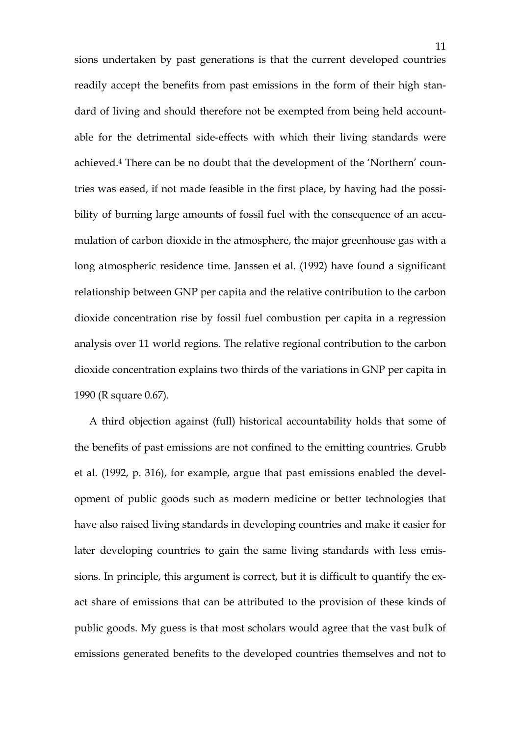sions undertaken by past generations is that the current developed countries readily accept the benefits from past emissions in the form of their high standard of living and should therefore not be exempted from being held accountable for the detrimental side-effects with which their living standards were achieved.[4] There can be no doubt that the development of the 'Northern' countries was eased, if not made feasible in the first place, by having had the possibility of burning large amounts of fossil fuel with the consequence of an accumulation of carbon dioxide in the atmosphere, the major greenhouse gas with a long atmospheric residence time. Janssen et al. (1992) have found a significant relationship between GNP per capita and the relative contribution to the carbon dioxide concentration rise by fossil fuel combustion per capita in a regression analysis over 11 world regions. The relative regional contribution to the carbon dioxide concentration explains two thirds of the variations in GNP per capita in 1990 (R square 0.67).

A third objection against (full) historical accountability holds that some of the benefits of past emissions are not confined to the emitting countries. Grubb et al. (1992, p. 316), for example, argue that past emissions enabled the development of public goods such as modern medicine or better technologies that have also raised living standards in developing countries and make it easier for later developing countries to gain the same living standards with less emissions. In principle, this argument is correct, but it is difficult to quantify the exact share of emissions that can be attributed to the provision of these kinds of public goods. My guess is that most scholars would agree that the vast bulk of emissions generated benefits to the developed countries themselves and not to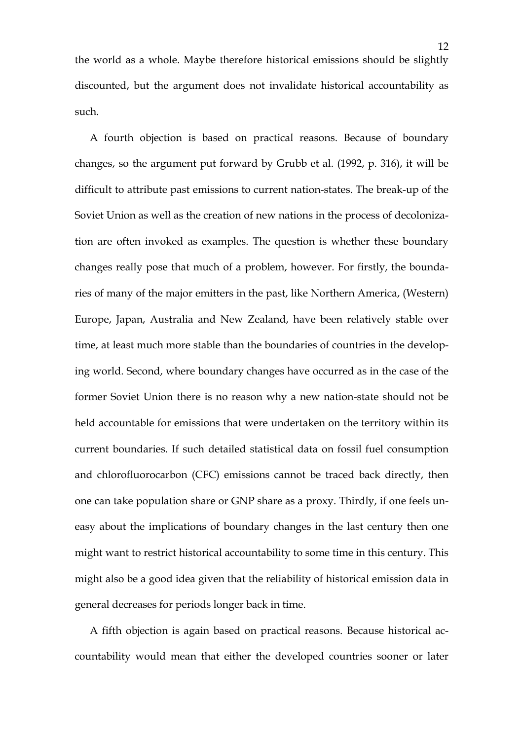the world as a whole. Maybe therefore historical emissions should be slightly discounted, but the argument does not invalidate historical accountability as such.

A fourth objection is based on practical reasons. Because of boundary changes, so the argument put forward by Grubb et al. (1992, p. 316), it will be difficult to attribute past emissions to current nation-states. The break-up of the Soviet Union as well as the creation of new nations in the process of decolonization are often invoked as examples. The question is whether these boundary changes really pose that much of a problem, however. For firstly, the boundaries of many of the major emitters in the past, like Northern America, (Western) Europe, Japan, Australia and New Zealand, have been relatively stable over time, at least much more stable than the boundaries of countries in the developing world. Second, where boundary changes have occurred as in the case of the former Soviet Union there is no reason why a new nation-state should not be held accountable for emissions that were undertaken on the territory within its current boundaries. If such detailed statistical data on fossil fuel consumption and chlorofluorocarbon (CFC) emissions cannot be traced back directly, then one can take population share or GNP share as a proxy. Thirdly, if one feels uneasy about the implications of boundary changes in the last century then one might want to restrict historical accountability to some time in this century. This might also be a good idea given that the reliability of historical emission data in general decreases for periods longer back in time.

A fifth objection is again based on practical reasons. Because historical accountability would mean that either the developed countries sooner or later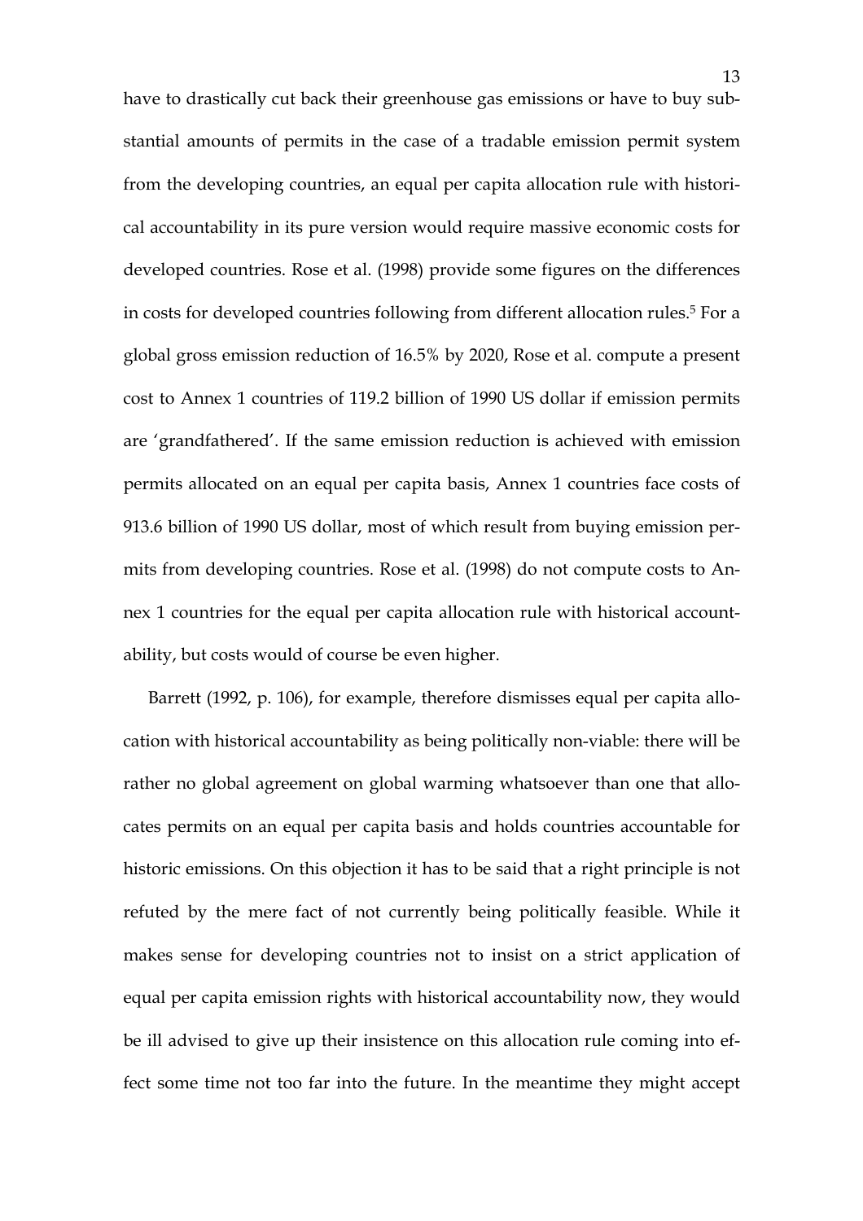have to drastically cut back their greenhouse gas emissions or have to buy substantial amounts of permits in the case of a tradable emission permit system from the developing countries, an equal per capita allocation rule with historical accountability in its pure version would require massive economic costs for developed countries. Rose et al. (1998) provide some figures on the differences in costs for developed countries following from different allocation rules.[5] For a global gross emission reduction of 16.5% by 2020, Rose et al. compute a present cost to Annex 1 countries of 119.2 billion of 1990 US dollar if emission permits are 'grandfathered'. If the same emission reduction is achieved with emission permits allocated on an equal per capita basis, Annex 1 countries face costs of 913.6 billion of 1990 US dollar, most of which result from buying emission permits from developing countries. Rose et al. (1998) do not compute costs to Annex 1 countries for the equal per capita allocation rule with historical accountability, but costs would of course be even higher.

Barrett (1992, p. 106), for example, therefore dismisses equal per capita allocation with historical accountability as being politically non-viable: there will be rather no global agreement on global warming whatsoever than one that allocates permits on an equal per capita basis and holds countries accountable for historic emissions. On this objection it has to be said that a right principle is not refuted by the mere fact of not currently being politically feasible. While it makes sense for developing countries not to insist on a strict application of equal per capita emission rights with historical accountability now, they would be ill advised to give up their insistence on this allocation rule coming into effect some time not too far into the future. In the meantime they might accept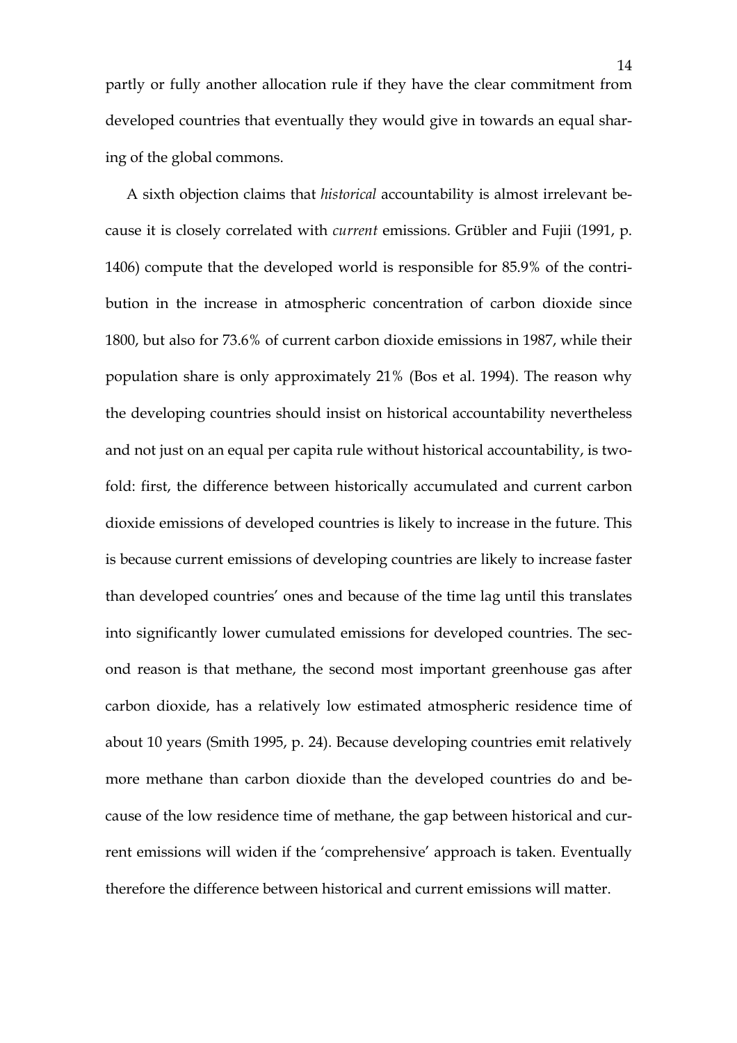partly or fully another allocation rule if they have the clear commitment from developed countries that eventually they would give in towards an equal sharing of the global commons.

A sixth objection claims that *historical* accountability is almost irrelevant because it is closely correlated with *current* emissions. Grübler and Fujii (1991, p. 1406) compute that the developed world is responsible for 85.9% of the contribution in the increase in atmospheric concentration of carbon dioxide since 1800, but also for 73.6% of current carbon dioxide emissions in 1987, while their population share is only approximately 21% (Bos et al. 1994). The reason why the developing countries should insist on historical accountability nevertheless and not just on an equal per capita rule without historical accountability, is twofold: first, the difference between historically accumulated and current carbon dioxide emissions of developed countries is likely to increase in the future. This is because current emissions of developing countries are likely to increase faster than developed countries' ones and because of the time lag until this translates into significantly lower cumulated emissions for developed countries. The second reason is that methane, the second most important greenhouse gas after carbon dioxide, has a relatively low estimated atmospheric residence time of about 10 years (Smith 1995, p. 24). Because developing countries emit relatively more methane than carbon dioxide than the developed countries do and because of the low residence time of methane, the gap between historical and current emissions will widen if the 'comprehensive' approach is taken. Eventually therefore the difference between historical and current emissions will matter.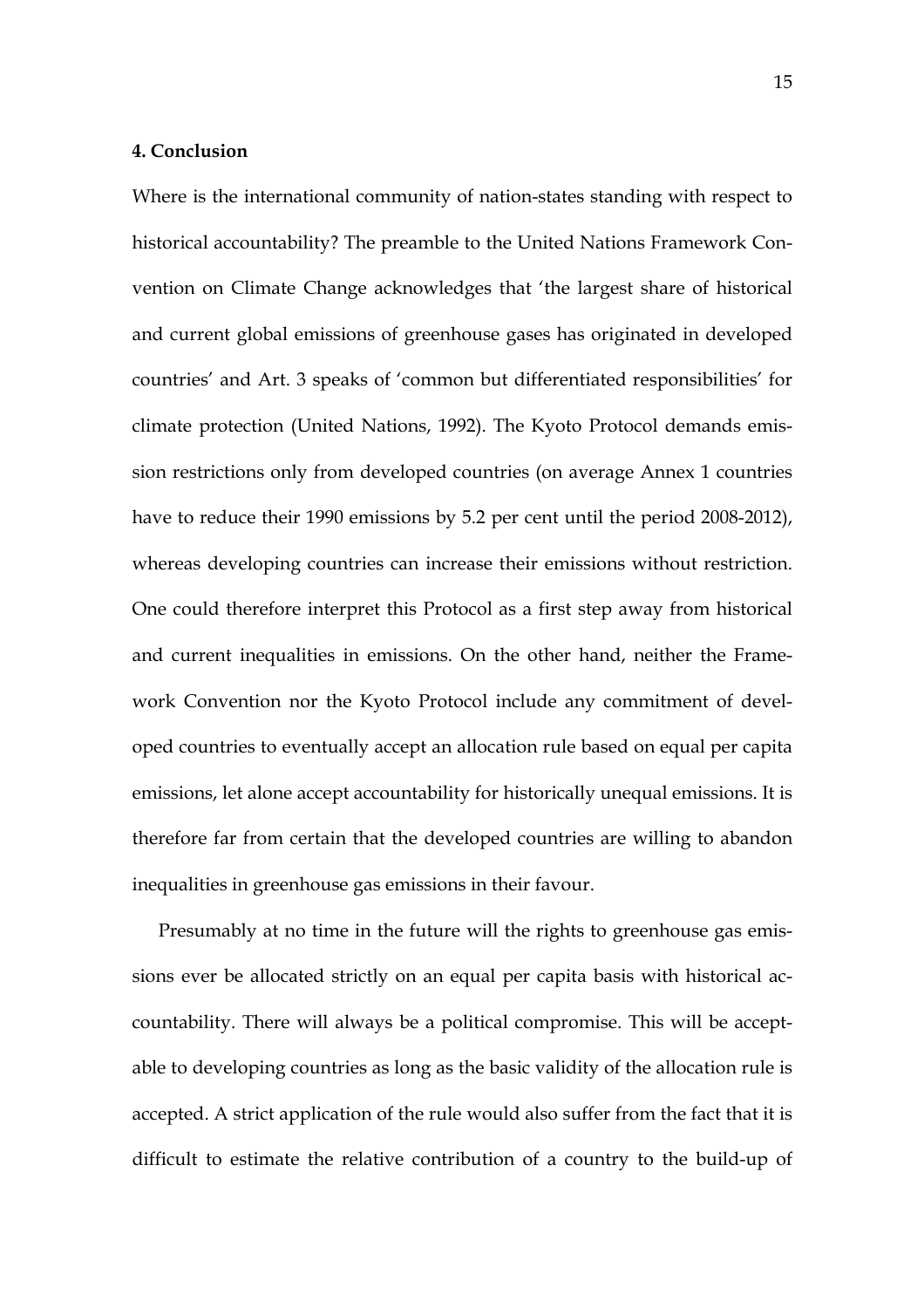## 4. Conclusion

Where is the international community of nation-states standing with respect to historical accountability? The preamble to the United Nations Framework Convention on Climate Change acknowledges that 'the largest share of historical and current global emissions of greenhouse gases has originated in developed countries' and Art. 3 speaks of 'common but differentiated responsibilities' for climate protection (United Nations, 1992). The Kyoto Protocol demands emission restrictions only from developed countries (on average Annex 1 countries have to reduce their 1990 emissions by 5.2 per cent until the period 2008-2012), whereas developing countries can increase their emissions without restriction. One could therefore interpret this Protocol as a first step away from historical and current inequalities in emissions. On the other hand, neither the Framework Convention nor the Kyoto Protocol include any commitment of developed countries to eventually accept an allocation rule based on equal per capita emissions, let alone accept accountability for historically unequal emissions. It is therefore far from certain that the developed countries are willing to abandon inequalities in greenhouse gas emissions in their favour.

Presumably at no time in the future will the rights to greenhouse gas emissions ever be allocated strictly on an equal per capita basis with historical accountability. There will always be a political compromise. This will be acceptable to developing countries as long as the basic validity of the allocation rule is accepted. A strict application of the rule would also suffer from the fact that it is difficult to estimate the relative contribution of a country to the build-up of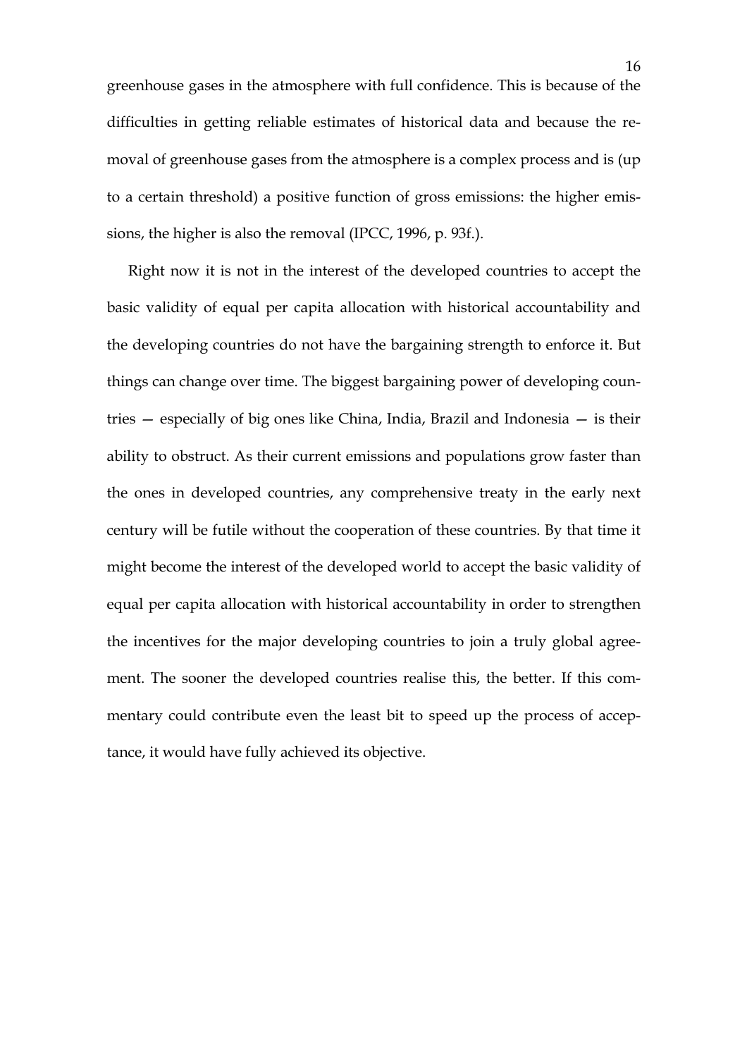greenhouse gases in the atmosphere with full confidence. This is because of the difficulties in getting reliable estimates of historical data and because the removal of greenhouse gases from the atmosphere is a complex process and is (up to a certain threshold) a positive function of gross emissions: the higher emissions, the higher is also the removal (IPCC, 1996, p. 93f.).

Right now it is not in the interest of the developed countries to accept the basic validity of equal per capita allocation with historical accountability and the developing countries do not have the bargaining strength to enforce it. But things can change over time. The biggest bargaining power of developing countries — especially of big ones like China, India, Brazil and Indonesia — is their ability to obstruct. As their current emissions and populations grow faster than the ones in developed countries, any comprehensive treaty in the early next century will be futile without the cooperation of these countries. By that time it might become the interest of the developed world to accept the basic validity of equal per capita allocation with historical accountability in order to strengthen the incentives for the major developing countries to join a truly global agreement. The sooner the developed countries realise this, the better. If this commentary could contribute even the least bit to speed up the process of acceptance, it would have fully achieved its objective.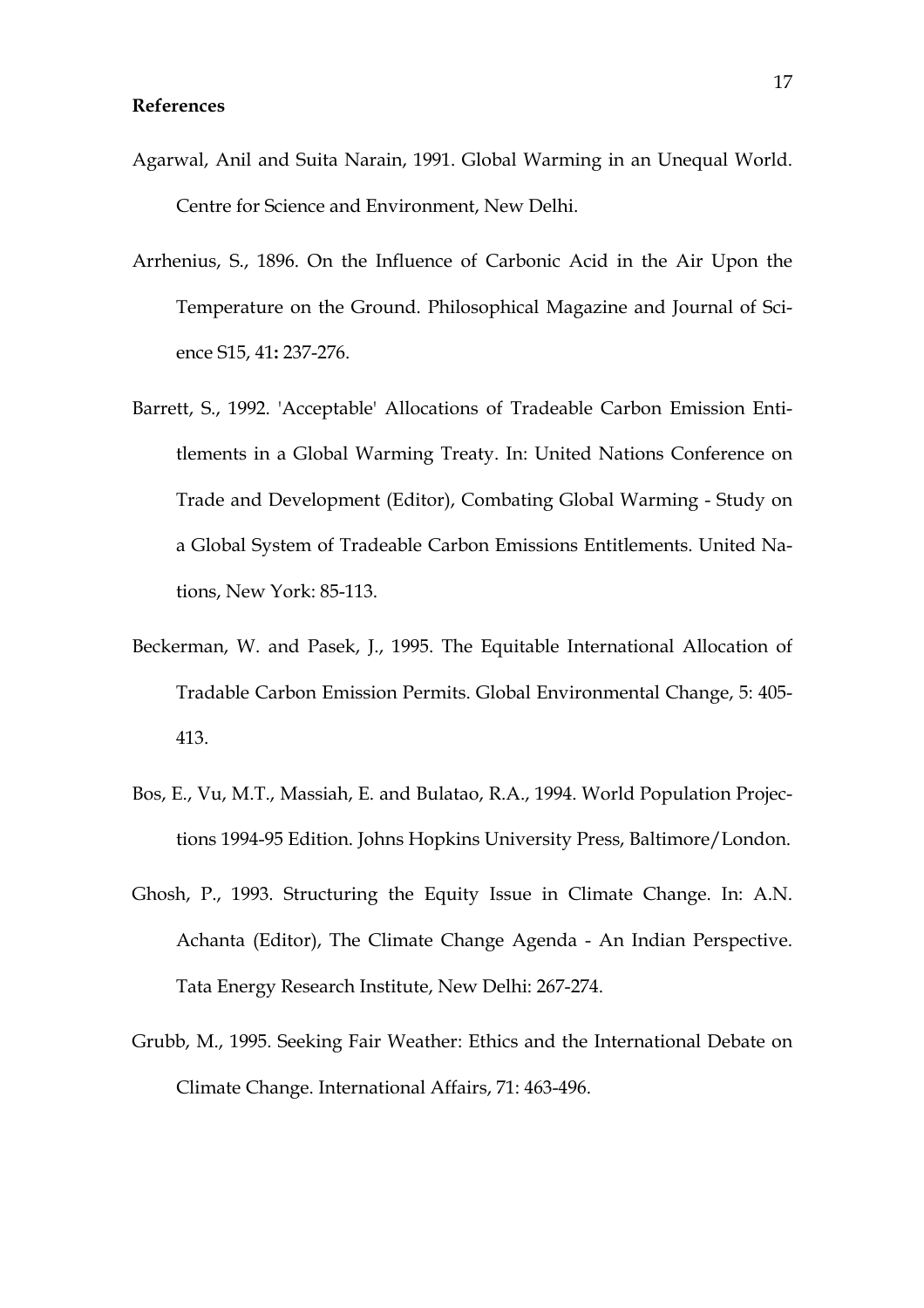**References**

Agarwal, Anil and Suita Narain, 1991. Global Warming in an Unequal World. Centre for Science and Environment, New Delhi.

Arrhenius, S., 1896. On the Influence of Carbonic Acid in the Air Upon the Temperature on the Ground. Philosophical Magazine and Journal of Science S15, 41**:** 237-276.

Barrett, S., 1992. 'Acceptable' Allocations of Tradeable Carbon Emission Entitlements in a Global Warming Treaty. In: United Nations Conference on Trade and Development (Editor), Combating Global Warming - Study on a Global System of Tradeable Carbon Emissions Entitlements. United Nations, New York: 85-113.

Beckerman, W. and Pasek, J., 1995. The Equitable International Allocation of Tradable Carbon Emission Permits. Global Environmental Change, 5: 405-413.

Bos, E., Vu, M.T., Massiah, E. and Bulatao, R.A., 1994. World Population Projections 1994-95 Edition. Johns Hopkins University Press, Baltimore/London.

Ghosh, P., 1993. Structuring the Equity Issue in Climate Change. In: A.N. Achanta (Editor), The Climate Change Agenda - An Indian Perspective. Tata Energy Research Institute, New Delhi: 267-274.

Grubb, M., 1995. Seeking Fair Weather: Ethics and the International Debate on Climate Change. International Affairs, 71: 463-496.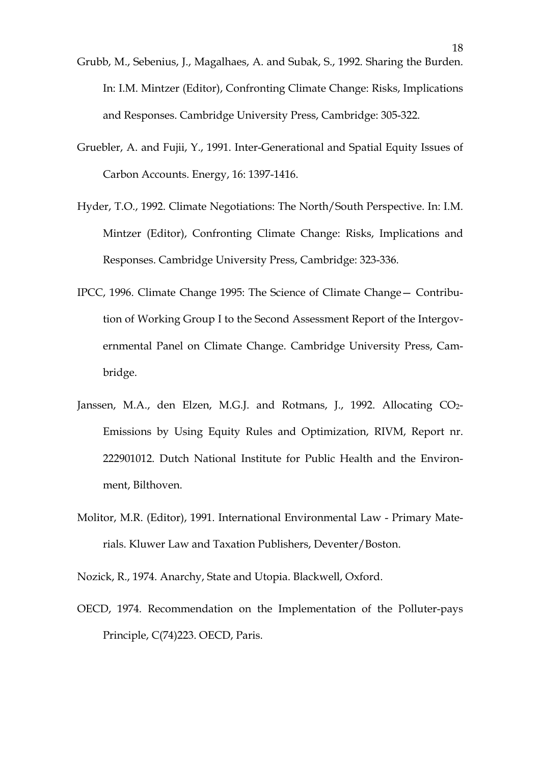Grubb, M., Sebenius, J., Magalhaes, A. and Subak, S., 1992. Sharing the Burden. In: I.M. Mintzer (Editor), Confronting Climate Change: Risks, Implications and Responses. Cambridge University Press, Cambridge: 305-322.

Gruebler, A. and Fujii, Y., 1991. Inter-Generational and Spatial Equity Issues of Carbon Accounts. Energy, 16: 1397-1416.

Hyder, T.O., 1992. Climate Negotiations: The North/South Perspective. In: I.M. Mintzer (Editor), Confronting Climate Change: Risks, Implications and Responses. Cambridge University Press, Cambridge: 323-336.

IPCC, 1996. Climate Change 1995: The Science of Climate Change— Contribution of Working Group I to the Second Assessment Report of the Intergovernmental Panel on Climate Change. Cambridge University Press, Cambridge.

Janssen, M.A., den Elzen, M.G.J. and Rotmans, J., 1992. Allocating $CO_2$-Emissions by Using Equity Rules and Optimization, RIVM, Report nr. 222901012. Dutch National Institute for Public Health and the Environment, Bilthoven.

Molitor, M.R. (Editor), 1991. International Environmental Law - Primary Materials. Kluwer Law and Taxation Publishers, Deventer/Boston.

Nozick, R., 1974. Anarchy, State and Utopia. Blackwell, Oxford.

OECD, 1974. Recommendation on the Implementation of the Polluter-pays Principle, C(74)223. OECD, Paris.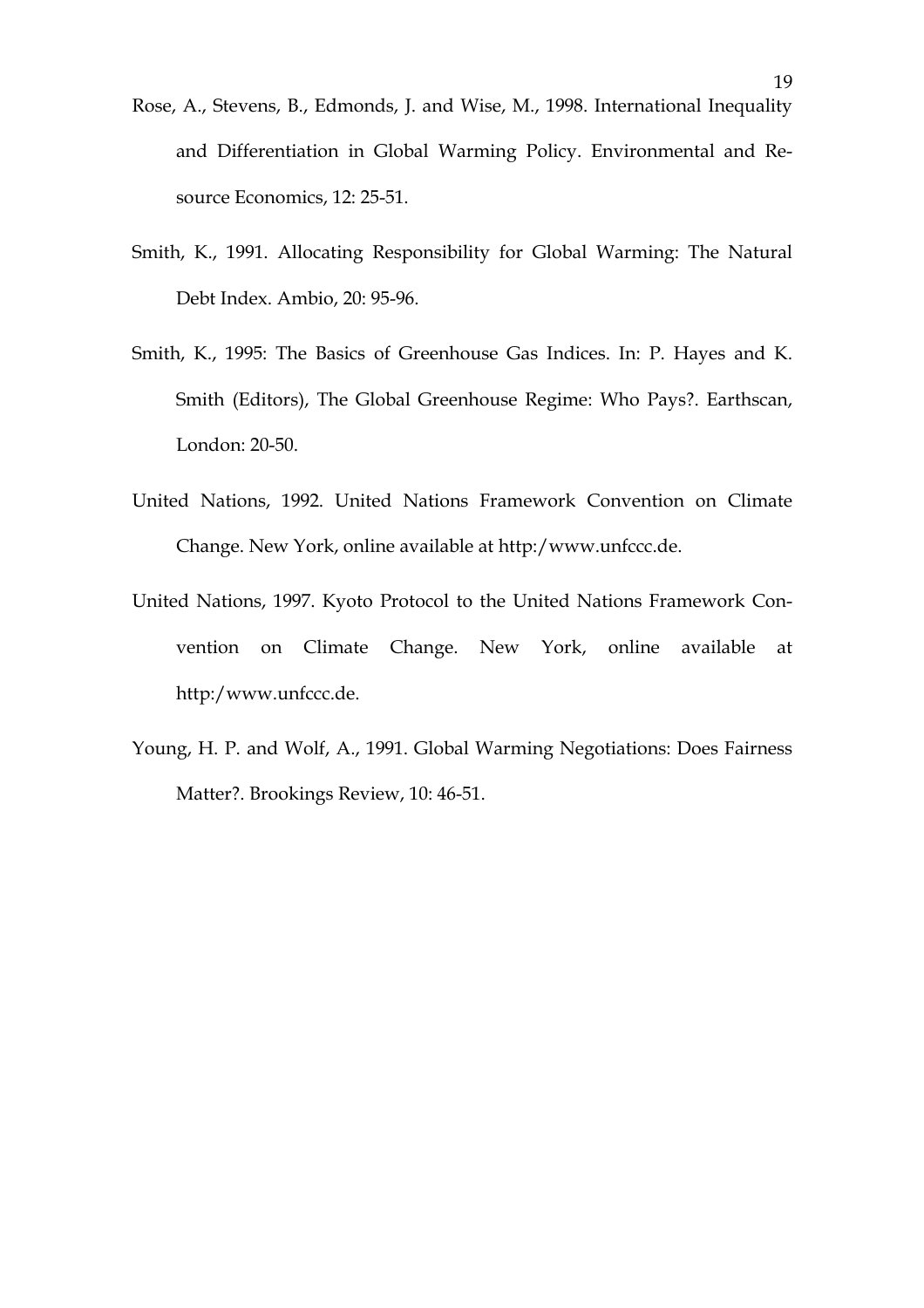Rose, A., Stevens, B., Edmonds, J. and Wise, M., 1998. International Inequality and Differentiation in Global Warming Policy. Environmental and Resource Economics, 12: 25-51.

Smith, K., 1991. Allocating Responsibility for Global Warming: The Natural Debt Index. Ambio, 20: 95-96.

Smith, K., 1995: The Basics of Greenhouse Gas Indices. In: P. Hayes and K. Smith (Editors), The Global Greenhouse Regime: Who Pays?. Earthscan, London: 20-50.

United Nations, 1992. United Nations Framework Convention on Climate Change. New York, online available at http:/www.unfccc.de.

United Nations, 1997. Kyoto Protocol to the United Nations Framework Convention on Climate Change. New York, online available at http:/www.unfccc.de.

Young, H. P. and Wolf, A., 1991. Global Warming Negotiations: Does Fairness Matter?. Brookings Review, 10: 46-51.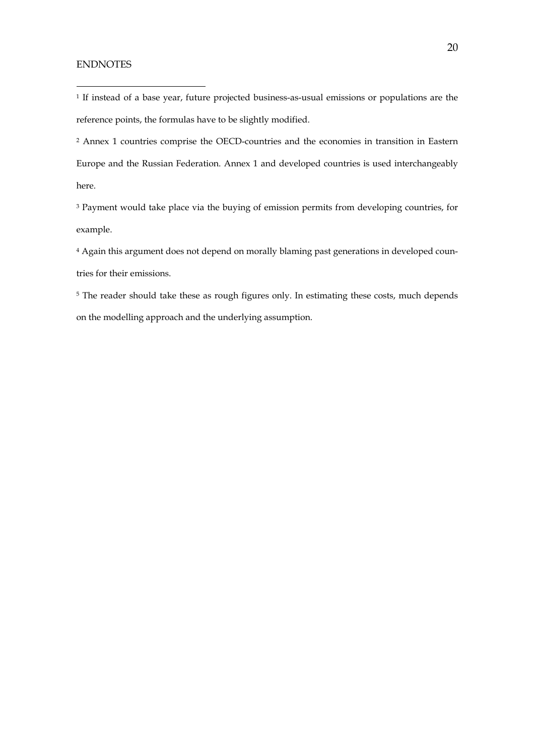ENDNOTES

[1] If instead of a base year, future projected business-as-usual emissions or populations are the reference points, the formulas have to be slightly modified.

[2] Annex 1 countries comprise the OECD-countries and the economies in transition in Eastern Europe and the Russian Federation. Annex 1 and developed countries is used interchangeably here.

[3] Payment would take place via the buying of emission permits from developing countries, for example.

[4] Again this argument does not depend on morally blaming past generations in developed countries for their emissions.

[5] The reader should take these as rough figures only. In estimating these costs, much depends on the modelling approach and the underlying assumption.